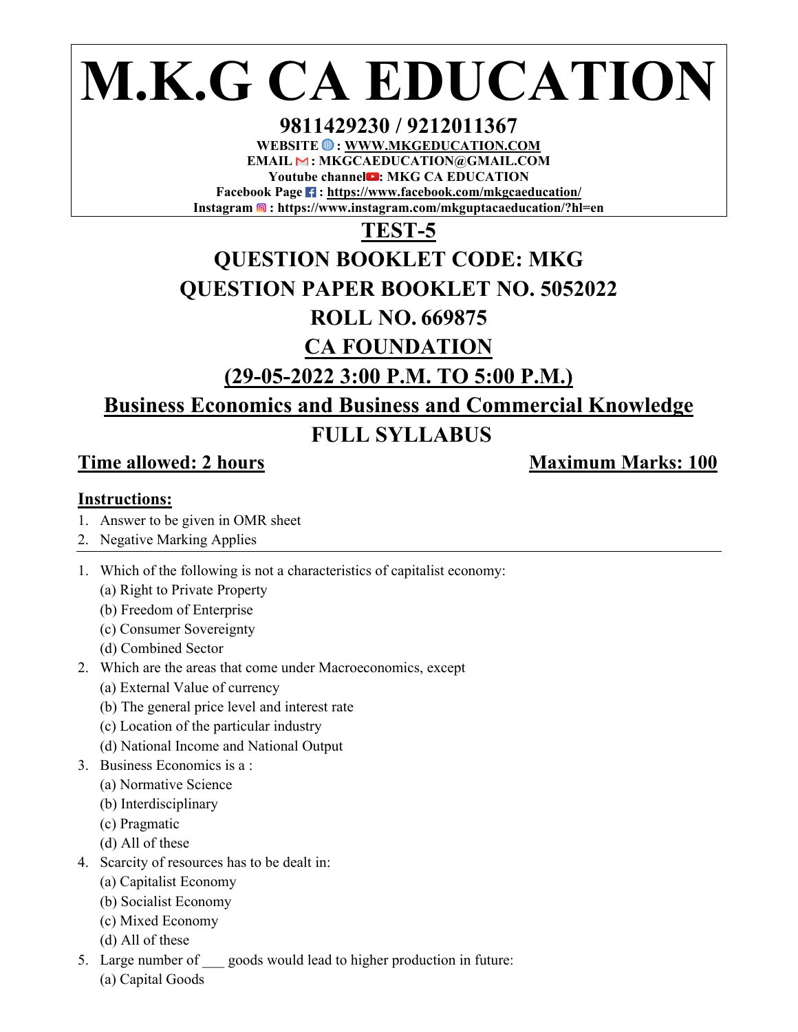# M.K.G CA EDUCATION

**9811429230 / 9212011367**

**WEBSITE : WWW.MKGEDUCATION.COM**

**EMAIL : MKGCAEDUCATION@GMAIL.COM**

**Youtube channel: MKG CA EDUCATION**

**Facebook Page : https://www.facebook.com/mkgcaeducation/**

**Instagram : https://www.instagram.com/mkguptacaeducation/?hl=en**

## TEST-5

## QUESTION BOOKLET CODE: MKG

## QUESTION PAPER BOOKLET NO. 5052022

## ROLL NO. 669875

## CA FOUNDATION

## (29-05-2022 3:00 P.M. TO 5:00 P.M.)

## Business Economics and Business and Commercial Knowledge

## FULL SYLLABUS

**Time allowed: 2 hours** | **Maximum Marks: 100**

### Instructions:

1. Answer to be given in OMR sheet
2. Negative Marking Applies

---

1. Which of the following is not a characteristics of capitalist economy:
   (a) Right to Private Property
   (b) Freedom of Enterprise
   (c) Consumer Sovereignty
   (d) Combined Sector
2. Which are the areas that come under Macroeconomics, except
   (a) External Value of currency
   (b) The general price level and interest rate
   (c) Location of the particular industry
   (d) National Income and National Output
3. Business Economics is a :
   (a) Normative Science
   (b) Interdisciplinary
   (c) Pragmatic
   (d) All of these
4. Scarcity of resources has to be dealt in:
   (a) Capitalist Economy
   (b) Socialist Economy
   (c) Mixed Economy
   (d) All of these
5. Large number of ___ goods would lead to higher production in future:
   (a) Capital Goods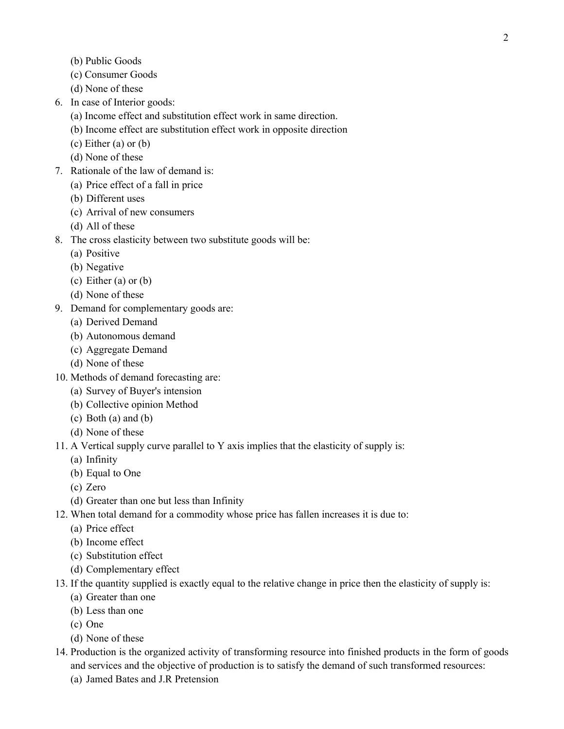(b) Public Goods
(c) Consumer Goods
(d) None of these

6. In case of Interior goods:
   (a) Income effect and substitution effect work in same direction.
   (b) Income effect are substitution effect work in opposite direction
   (c) Either (a) or (b)
   (d) None of these
7. Rationale of the law of demand is:
   (a) Price effect of a fall in price
   (b) Different uses
   (c) Arrival of new consumers
   (d) All of these
8. The cross elasticity between two substitute goods will be:
   (a) Positive
   (b) Negative
   (c) Either (a) or (b)
   (d) None of these
9. Demand for complementary goods are:
   (a) Derived Demand
   (b) Autonomous demand
   (c) Aggregate Demand
   (d) None of these
10. Methods of demand forecasting are:
    (a) Survey of Buyer's intension
    (b) Collective opinion Method
    (c) Both (a) and (b)
    (d) None of these
11. A Vertical supply curve parallel to Y axis implies that the elasticity of supply is:
    (a) Infinity
    (b) Equal to One
    (c) Zero
    (d) Greater than one but less than Infinity
12. When total demand for a commodity whose price has fallen increases it is due to:
    (a) Price effect
    (b) Income effect
    (c) Substitution effect
    (d) Complementary effect
13. If the quantity supplied is exactly equal to the relative change in price then the elasticity of supply is:
    (a) Greater than one
    (b) Less than one
    (c) One
    (d) None of these
14. Production is the organized activity of transforming resource into finished products in the form of goods and services and the objective of production is to satisfy the demand of such transformed resources:
    (a) Jamed Bates and J.R Pretension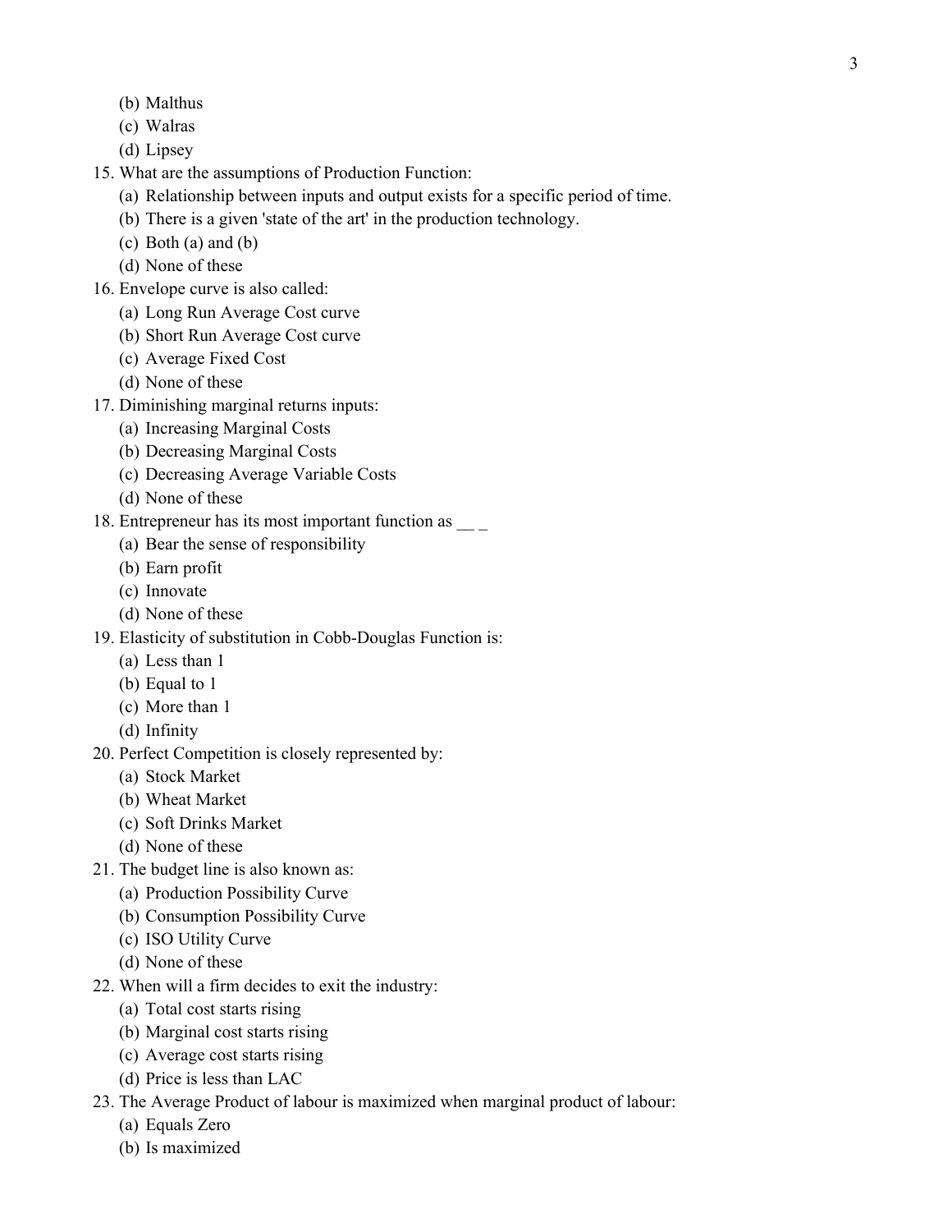(b) Malthus
   (c) Walras
   (d) Lipsey

15. What are the assumptions of Production Function:
   (a) Relationship between inputs and output exists for a specific period of time.
   (b) There is a given 'state of the art' in the production technology.
   (c) Both (a) and (b)
   (d) None of these
16. Envelope curve is also called:
   (a) Long Run Average Cost curve
   (b) Short Run Average Cost curve
   (c) Average Fixed Cost
   (d) None of these
17. Diminishing marginal returns inputs:
   (a) Increasing Marginal Costs
   (b) Decreasing Marginal Costs
   (c) Decreasing Average Variable Costs
   (d) None of these
18. Entrepreneur has its most important function as __ _
   (a) Bear the sense of responsibility
   (b) Earn profit
   (c) Innovate
   (d) None of these
19. Elasticity of substitution in Cobb-Douglas Function is:
   (a) Less than 1
   (b) Equal to 1
   (c) More than 1
   (d) Infinity
20. Perfect Competition is closely represented by:
   (a) Stock Market
   (b) Wheat Market
   (c) Soft Drinks Market
   (d) None of these
21. The budget line is also known as:
   (a) Production Possibility Curve
   (b) Consumption Possibility Curve
   (c) ISO Utility Curve
   (d) None of these
22. When will a firm decides to exit the industry:
   (a) Total cost starts rising
   (b) Marginal cost starts rising
   (c) Average cost starts rising
   (d) Price is less than LAC
23. The Average Product of labour is maximized when marginal product of labour:
   (a) Equals Zero
   (b) Is maximized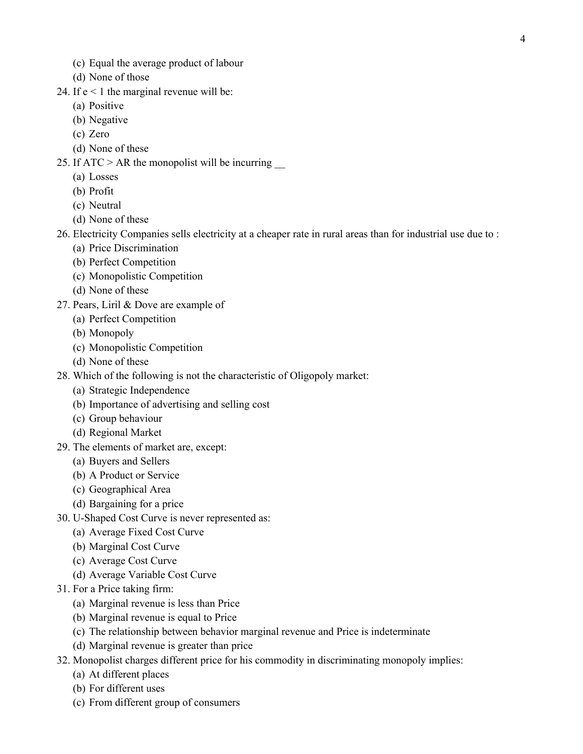(c) Equal the average product of labour
(d) None of those

24. If $e < 1$ the marginal revenue will be:
   (a) Positive
   (b) Negative
   (c) Zero
   (d) None of these
25. If ATC > AR the monopolist will be incurring __
   (a) Losses
   (b) Profit
   (c) Neutral
   (d) None of these
26. Electricity Companies sells electricity at a cheaper rate in rural areas than for industrial use due to :
   (a) Price Discrimination
   (b) Perfect Competition
   (c) Monopolistic Competition
   (d) None of these
27. Pears, Liril & Dove are example of
   (a) Perfect Competition
   (b) Monopoly
   (c) Monopolistic Competition
   (d) None of these
28. Which of the following is not the characteristic of Oligopoly market:
   (a) Strategic Independence
   (b) Importance of advertising and selling cost
   (c) Group behaviour
   (d) Regional Market
29. The elements of market are, except:
   (a) Buyers and Sellers
   (b) A Product or Service
   (c) Geographical Area
   (d) Bargaining for a price
30. U-Shaped Cost Curve is never represented as:
   (a) Average Fixed Cost Curve
   (b) Marginal Cost Curve
   (c) Average Cost Curve
   (d) Average Variable Cost Curve
31. For a Price taking firm:
   (a) Marginal revenue is less than Price
   (b) Marginal revenue is equal to Price
   (c) The relationship between behavior marginal revenue and Price is indeterminate
   (d) Marginal revenue is greater than price
32. Monopolist charges different price for his commodity in discriminating monopoly implies:
   (a) At different places
   (b) For different uses
   (c) From different group of consumers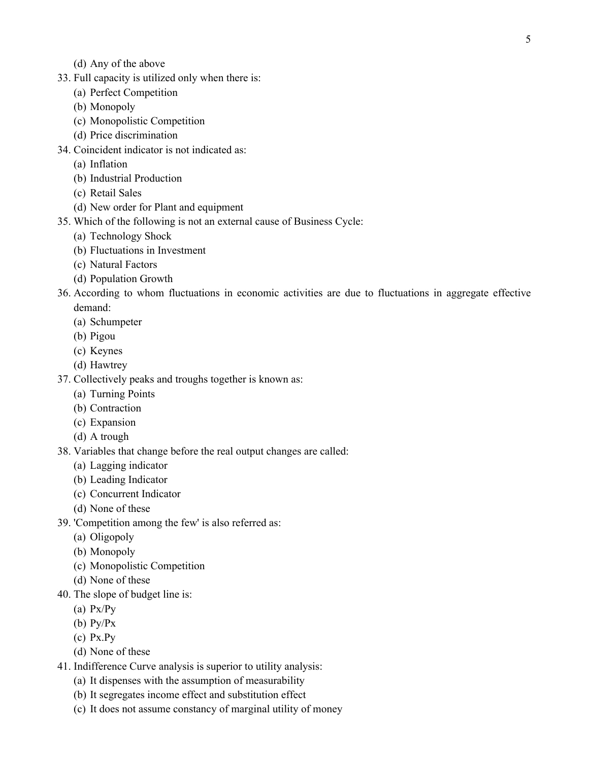(d) Any of the above

33. Full capacity is utilized only when there is:
    (a) Perfect Competition
    (b) Monopoly
    (c) Monopolistic Competition
    (d) Price discrimination
34. Coincident indicator is not indicated as:
    (a) Inflation
    (b) Industrial Production
    (c) Retail Sales
    (d) New order for Plant and equipment
35. Which of the following is not an external cause of Business Cycle:
    (a) Technology Shock
    (b) Fluctuations in Investment
    (c) Natural Factors
    (d) Population Growth
36. According to whom fluctuations in economic activities are due to fluctuations in aggregate effective demand:
    (a) Schumpeter
    (b) Pigou
    (c) Keynes
    (d) Hawtrey
37. Collectively peaks and troughs together is known as:
    (a) Turning Points
    (b) Contraction
    (c) Expansion
    (d) A trough
38. Variables that change before the real output changes are called:
    (a) Lagging indicator
    (b) Leading Indicator
    (c) Concurrent Indicator
    (d) None of these
39. 'Competition among the few' is also referred as:
    (a) Oligopoly
    (b) Monopoly
    (c) Monopolistic Competition
    (d) None of these
40. The slope of budget line is:
    (a) Px/Py
    (b) Py/Px
    (c) Px.Py
    (d) None of these
41. Indifference Curve analysis is superior to utility analysis:
    (a) It dispenses with the assumption of measurability
    (b) It segregates income effect and substitution effect
    (c) It does not assume constancy of marginal utility of money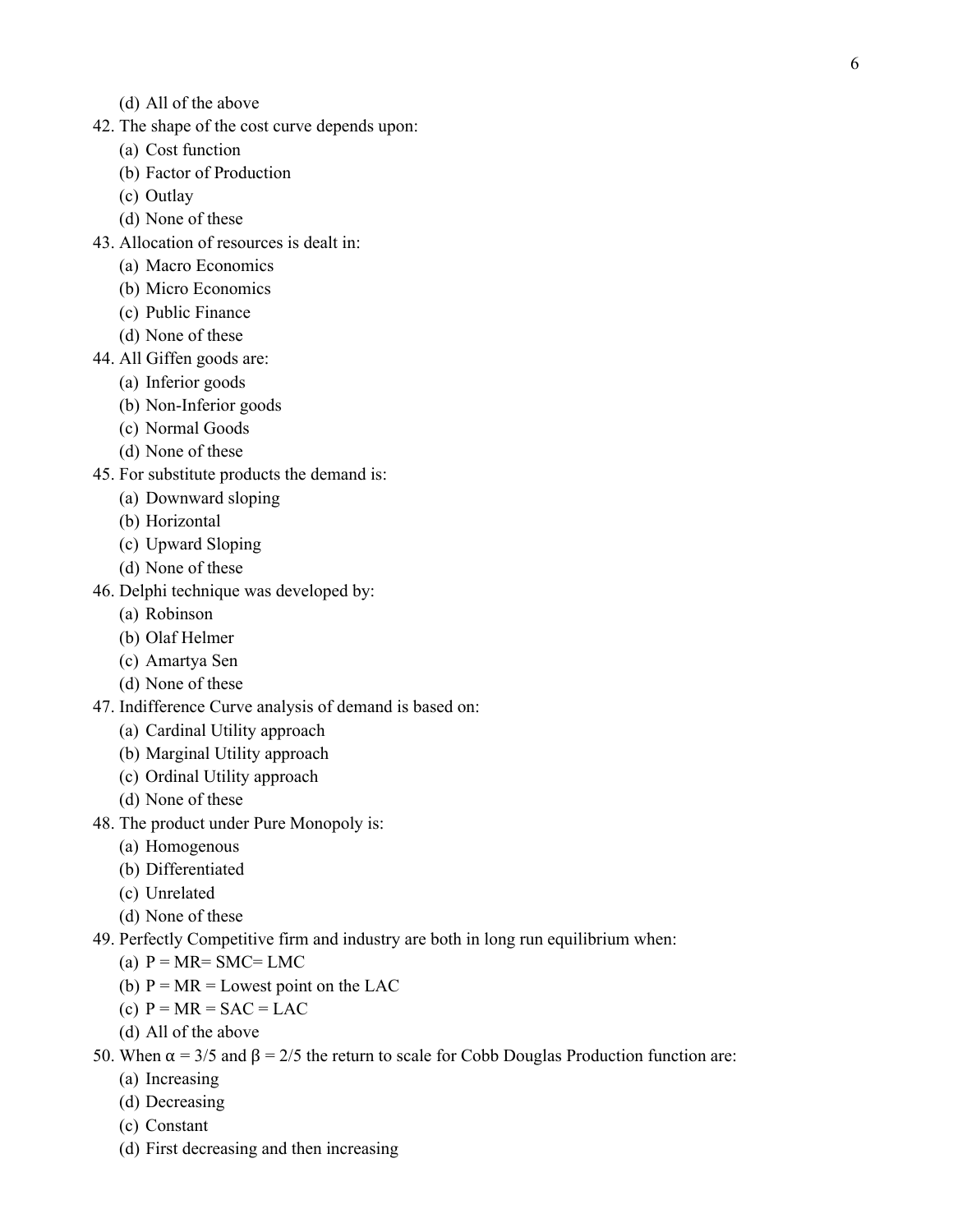(d) All of the above

42. The shape of the cost curve depends upon:
    (a) Cost function
    (b) Factor of Production
    (c) Outlay
    (d) None of these
43. Allocation of resources is dealt in:
    (a) Macro Economics
    (b) Micro Economics
    (c) Public Finance
    (d) None of these
44. All Giffen goods are:
    (a) Inferior goods
    (b) Non-Inferior goods
    (c) Normal Goods
    (d) None of these
45. For substitute products the demand is:
    (a) Downward sloping
    (b) Horizontal
    (c) Upward Sloping
    (d) None of these
46. Delphi technique was developed by:
    (a) Robinson
    (b) Olaf Helmer
    (c) Amartya Sen
    (d) None of these
47. Indifference Curve analysis of demand is based on:
    (a) Cardinal Utility approach
    (b) Marginal Utility approach
    (c) Ordinal Utility approach
    (d) None of these
48. The product under Pure Monopoly is:
    (a) Homogenous
    (b) Differentiated
    (c) Unrelated
    (d) None of these
49. Perfectly Competitive firm and industry are both in long run equilibrium when:
    (a) P = MR= SMC= LMC
    (b) P = MR = Lowest point on the LAC
    (c) P = MR = SAC = LAC
    (d) All of the above
50. When $\alpha = 3/5$ and $\beta = 2/5$ the return to scale for Cobb Douglas Production function are:
    (a) Increasing
    (d) Decreasing
    (c) Constant
    (d) First decreasing and then increasing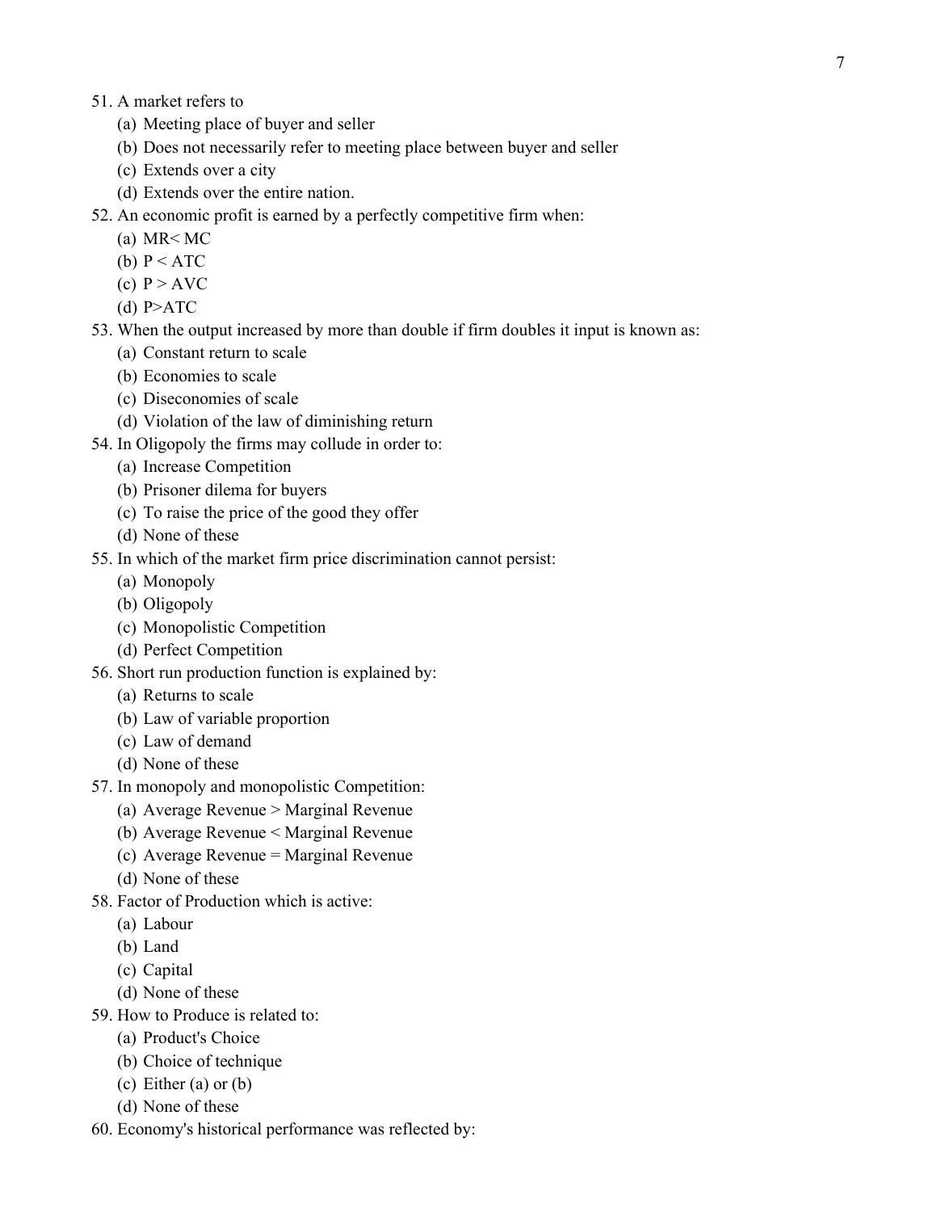51. A market refers to
    (a) Meeting place of buyer and seller
    (b) Does not necessarily refer to meeting place between buyer and seller
    (c) Extends over a city
    (d) Extends over the entire nation.
52. An economic profit is earned by a perfectly competitive firm when:
    (a) MR< MC
    (b) P < ATC
    (c) P > AVC
    (d) P>ATC
53. When the output increased by more than double if firm doubles it input is known as:
    (a) Constant return to scale
    (b) Economies to scale
    (c) Diseconomies of scale
    (d) Violation of the law of diminishing return
54. In Oligopoly the firms may collude in order to:
    (a) Increase Competition
    (b) Prisoner dilema for buyers
    (c) To raise the price of the good they offer
    (d) None of these
55. In which of the market firm price discrimination cannot persist:
    (a) Monopoly
    (b) Oligopoly
    (c) Monopolistic Competition
    (d) Perfect Competition
56. Short run production function is explained by:
    (a) Returns to scale
    (b) Law of variable proportion
    (c) Law of demand
    (d) None of these
57. In monopoly and monopolistic Competition:
    (a) Average Revenue > Marginal Revenue
    (b) Average Revenue < Marginal Revenue
    (c) Average Revenue = Marginal Revenue
    (d) None of these
58. Factor of Production which is active:
    (a) Labour
    (b) Land
    (c) Capital
    (d) None of these
59. How to Produce is related to:
    (a) Product's Choice
    (b) Choice of technique
    (c) Either (a) or (b)
    (d) None of these
60. Economy's historical performance was reflected by: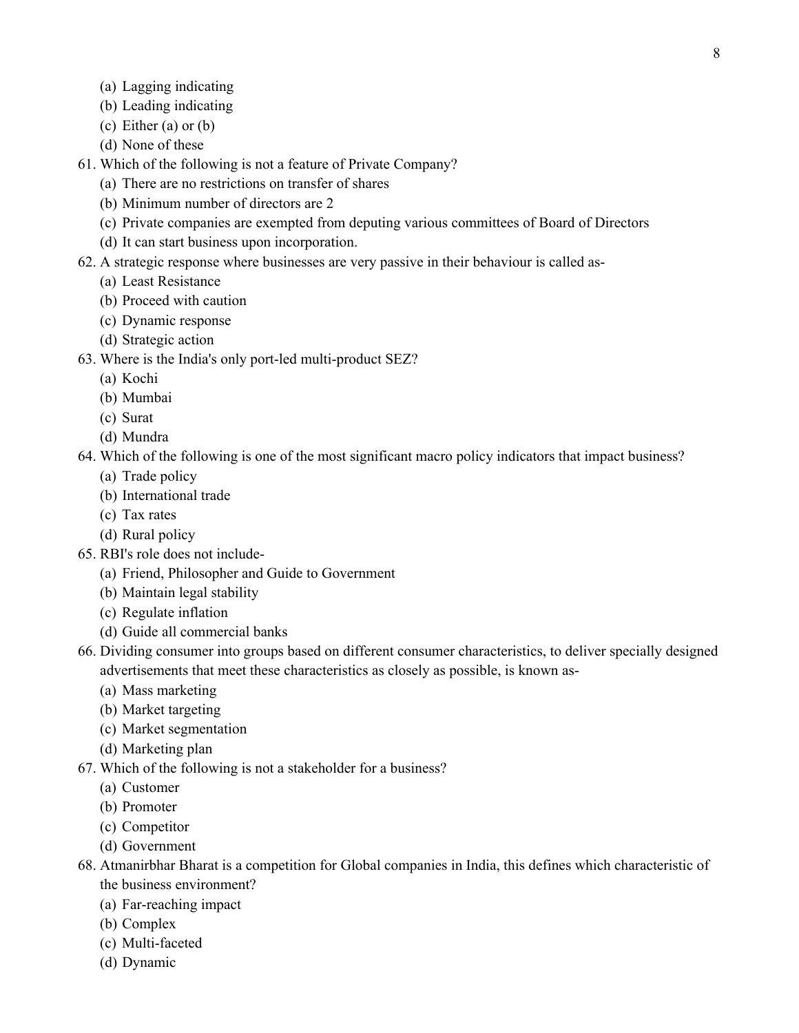(a) Lagging indicating
(b) Leading indicating
(c) Either (a) or (b)
(d) None of these

61. Which of the following is not a feature of Private Company?
    (a) There are no restrictions on transfer of shares
    (b) Minimum number of directors are 2
    (c) Private companies are exempted from deputing various committees of Board of Directors
    (d) It can start business upon incorporation.

62. A strategic response where businesses are very passive in their behaviour is called as-
    (a) Least Resistance
    (b) Proceed with caution
    (c) Dynamic response
    (d) Strategic action

63. Where is the India's only port-led multi-product SEZ?
    (a) Kochi
    (b) Mumbai
    (c) Surat
    (d) Mundra

64. Which of the following is one of the most significant macro policy indicators that impact business?
    (a) Trade policy
    (b) International trade
    (c) Tax rates
    (d) Rural policy

65. RBI's role does not include-
    (a) Friend, Philosopher and Guide to Government
    (b) Maintain legal stability
    (c) Regulate inflation
    (d) Guide all commercial banks

66. Dividing consumer into groups based on different consumer characteristics, to deliver specially designed advertisements that meet these characteristics as closely as possible, is known as-
    (a) Mass marketing
    (b) Market targeting
    (c) Market segmentation
    (d) Marketing plan

67. Which of the following is not a stakeholder for a business?
    (a) Customer
    (b) Promoter
    (c) Competitor
    (d) Government

68. Atmanirbhar Bharat is a competition for Global companies in India, this defines which characteristic of the business environment?
    (a) Far-reaching impact
    (b) Complex
    (c) Multi-faceted
    (d) Dynamic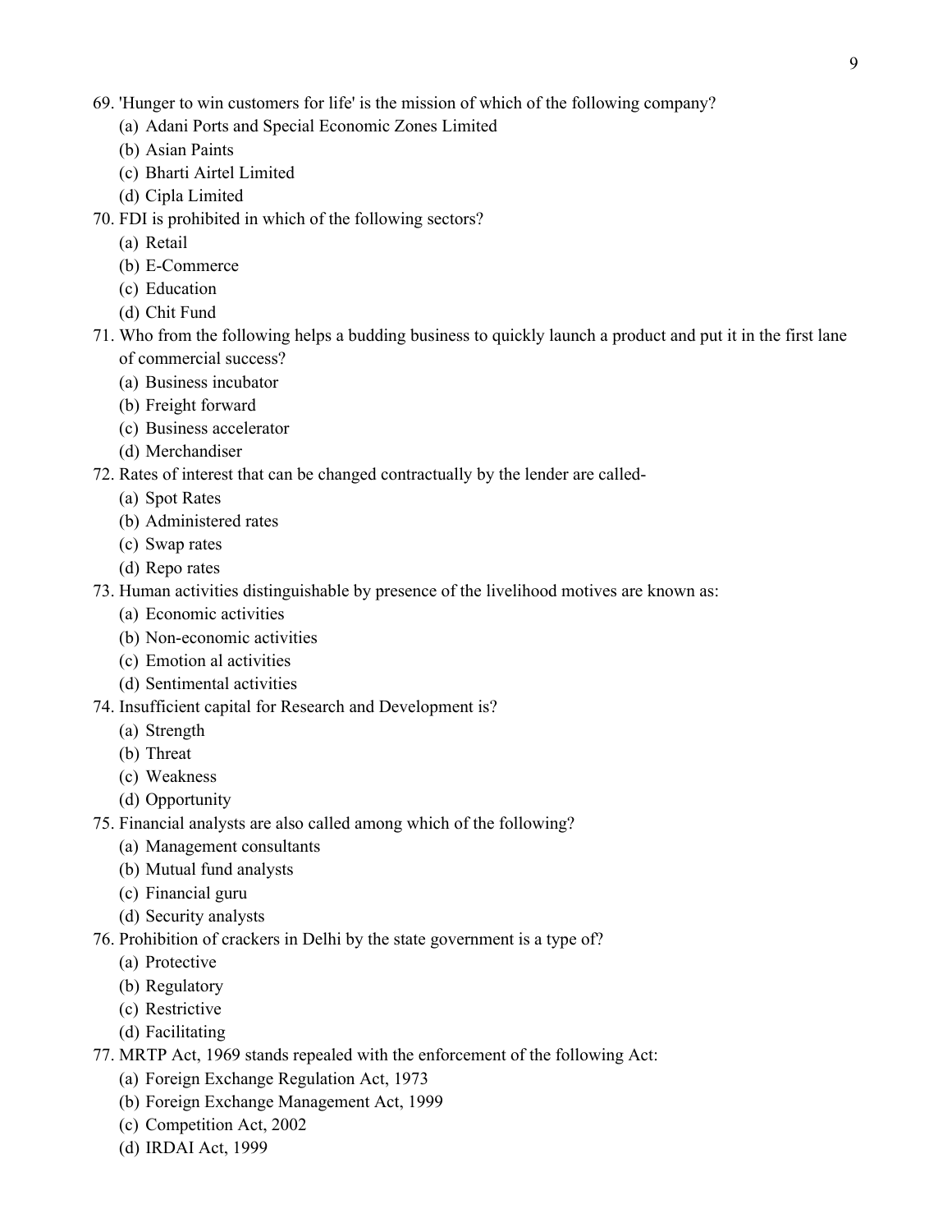69. 'Hunger to win customers for life' is the mission of which of the following company?
    (a) Adani Ports and Special Economic Zones Limited
    (b) Asian Paints
    (c) Bharti Airtel Limited
    (d) Cipla Limited
70. FDI is prohibited in which of the following sectors?
    (a) Retail
    (b) E-Commerce
    (c) Education
    (d) Chit Fund
71. Who from the following helps a budding business to quickly launch a product and put it in the first lane of commercial success?
    (a) Business incubator
    (b) Freight forward
    (c) Business accelerator
    (d) Merchandiser
72. Rates of interest that can be changed contractually by the lender are called-
    (a) Spot Rates
    (b) Administered rates
    (c) Swap rates
    (d) Repo rates
73. Human activities distinguishable by presence of the livelihood motives are known as:
    (a) Economic activities
    (b) Non-economic activities
    (c) Emotion al activities
    (d) Sentimental activities
74. Insufficient capital for Research and Development is?
    (a) Strength
    (b) Threat
    (c) Weakness
    (d) Opportunity
75. Financial analysts are also called among which of the following?
    (a) Management consultants
    (b) Mutual fund analysts
    (c) Financial guru
    (d) Security analysts
76. Prohibition of crackers in Delhi by the state government is a type of?
    (a) Protective
    (b) Regulatory
    (c) Restrictive
    (d) Facilitating
77. MRTP Act, 1969 stands repealed with the enforcement of the following Act:
    (a) Foreign Exchange Regulation Act, 1973
    (b) Foreign Exchange Management Act, 1999
    (c) Competition Act, 2002
    (d) IRDAI Act, 1999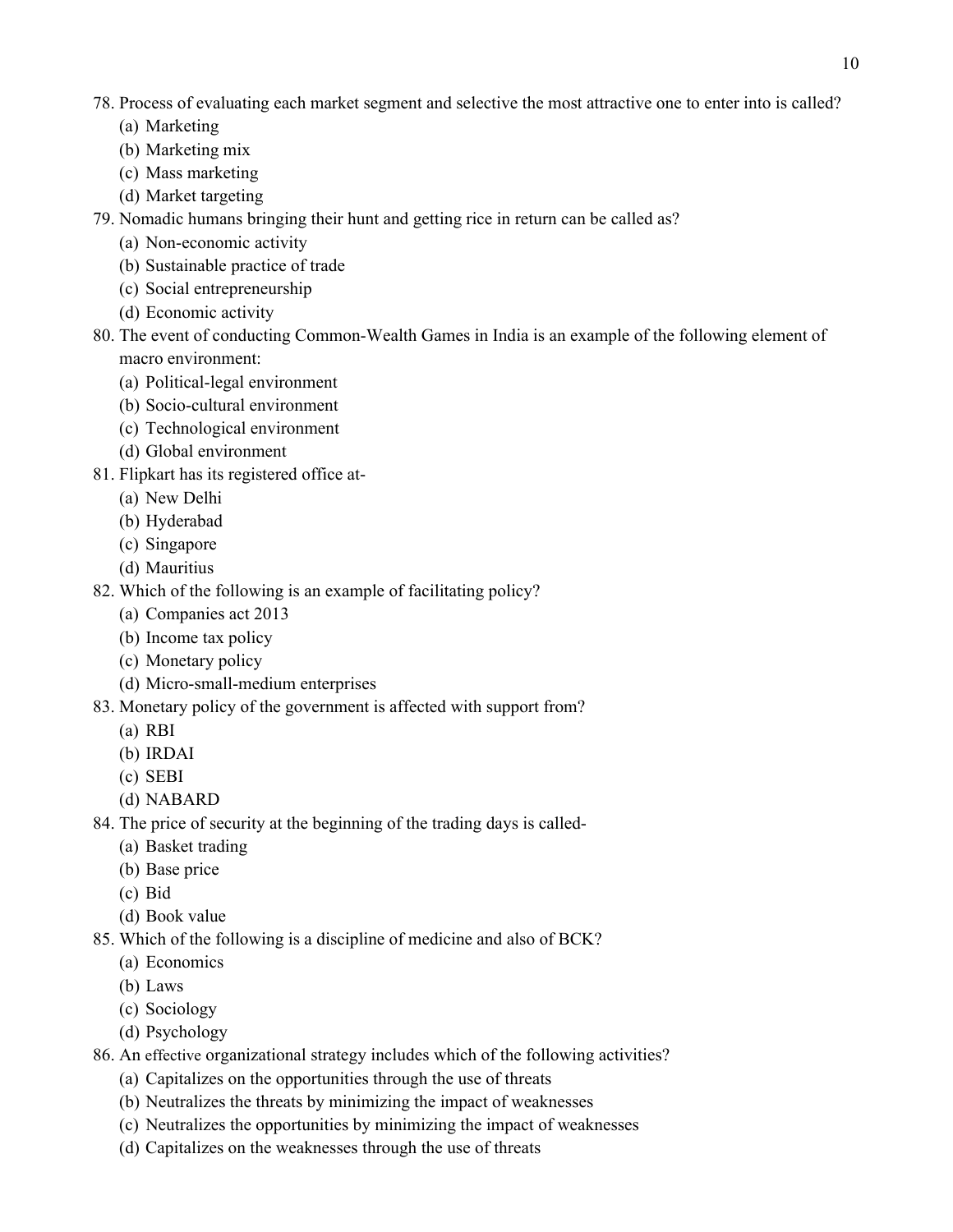78. Process of evaluating each market segment and selective the most attractive one to enter into is called?
    (a) Marketing
    (b) Marketing mix
    (c) Mass marketing
    (d) Market targeting
79. Nomadic humans bringing their hunt and getting rice in return can be called as?
    (a) Non-economic activity
    (b) Sustainable practice of trade
    (c) Social entrepreneurship
    (d) Economic activity
80. The event of conducting Common-Wealth Games in India is an example of the following element of macro environment:
    (a) Political-legal environment
    (b) Socio-cultural environment
    (c) Technological environment
    (d) Global environment
81. Flipkart has its registered office at-
    (a) New Delhi
    (b) Hyderabad
    (c) Singapore
    (d) Mauritius
82. Which of the following is an example of facilitating policy?
    (a) Companies act 2013
    (b) Income tax policy
    (c) Monetary policy
    (d) Micro-small-medium enterprises
83. Monetary policy of the government is affected with support from?
    (a) RBI
    (b) IRDAI
    (c) SEBI
    (d) NABARD
84. The price of security at the beginning of the trading days is called-
    (a) Basket trading
    (b) Base price
    (c) Bid
    (d) Book value
85. Which of the following is a discipline of medicine and also of BCK?
    (a) Economics
    (b) Laws
    (c) Sociology
    (d) Psychology
86. An effective organizational strategy includes which of the following activities?
    (a) Capitalizes on the opportunities through the use of threats
    (b) Neutralizes the threats by minimizing the impact of weaknesses
    (c) Neutralizes the opportunities by minimizing the impact of weaknesses
    (d) Capitalizes on the weaknesses through the use of threats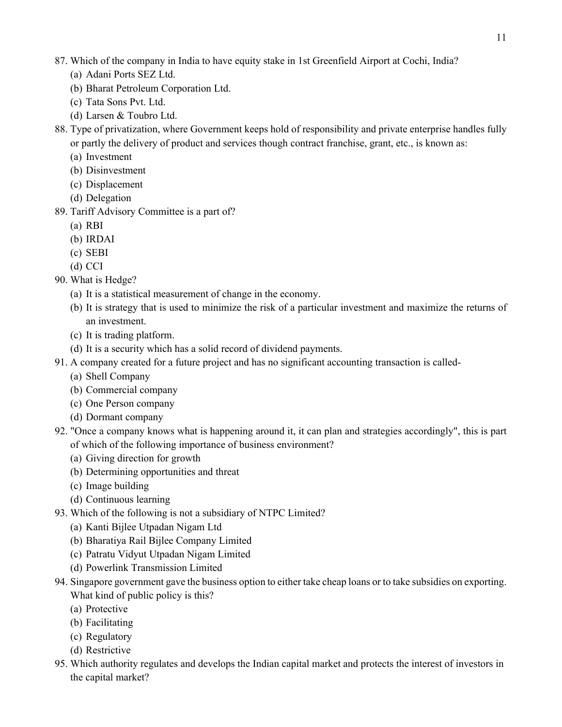87. Which of the company in India to have equity stake in 1st Greenfield Airport at Cochi, India?
    (a) Adani Ports SEZ Ltd.
    (b) Bharat Petroleum Corporation Ltd.
    (c) Tata Sons Pvt. Ltd.
    (d) Larsen & Toubro Ltd.
88. Type of privatization, where Government keeps hold of responsibility and private enterprise handles fully or partly the delivery of product and services though contract franchise, grant, etc., is known as:
    (a) Investment
    (b) Disinvestment
    (c) Displacement
    (d) Delegation
89. Tariff Advisory Committee is a part of?
    (a) RBI
    (b) IRDAI
    (c) SEBI
    (d) CCI
90. What is Hedge?
    (a) It is a statistical measurement of change in the economy.
    (b) It is strategy that is used to minimize the risk of a particular investment and maximize the returns of an investment.
    (c) It is trading platform.
    (d) It is a security which has a solid record of dividend payments.
91. A company created for a future project and has no significant accounting transaction is called-
    (a) Shell Company
    (b) Commercial company
    (c) One Person company
    (d) Dormant company
92. "Once a company knows what is happening around it, it can plan and strategies accordingly", this is part of which of the following importance of business environment?
    (a) Giving direction for growth
    (b) Determining opportunities and threat
    (c) Image building
    (d) Continuous learning
93. Which of the following is not a subsidiary of NTPC Limited?
    (a) Kanti Bijlee Utpadan Nigam Ltd
    (b) Bharatiya Rail Bijlee Company Limited
    (c) Patratu Vidyut Utpadan Nigam Limited
    (d) Powerlink Transmission Limited
94. Singapore government gave the business option to either take cheap loans or to take subsidies on exporting. What kind of public policy is this?
    (a) Protective
    (b) Facilitating
    (c) Regulatory
    (d) Restrictive
95. Which authority regulates and develops the Indian capital market and protects the interest of investors in the capital market?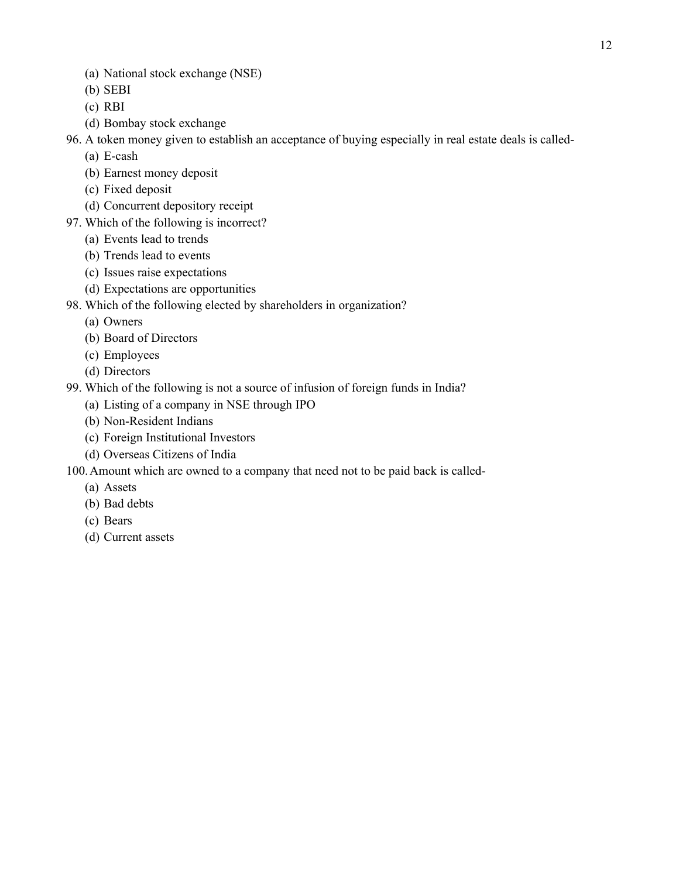(a) National stock exchange (NSE)
(b) SEBI
(c) RBI
(d) Bombay stock exchange

96. A token money given to establish an acceptance of buying especially in real estate deals is called-
    (a) E-cash
    (b) Earnest money deposit
    (c) Fixed deposit
    (d) Concurrent depository receipt
97. Which of the following is incorrect?
    (a) Events lead to trends
    (b) Trends lead to events
    (c) Issues raise expectations
    (d) Expectations are opportunities
98. Which of the following elected by shareholders in organization?
    (a) Owners
    (b) Board of Directors
    (c) Employees
    (d) Directors
99. Which of the following is not a source of infusion of foreign funds in India?
    (a) Listing of a company in NSE through IPO
    (b) Non-Resident Indians
    (c) Foreign Institutional Investors
    (d) Overseas Citizens of India
100. Amount which are owned to a company that need not to be paid back is called-
    (a) Assets
    (b) Bad debts
    (c) Bears
    (d) Current assets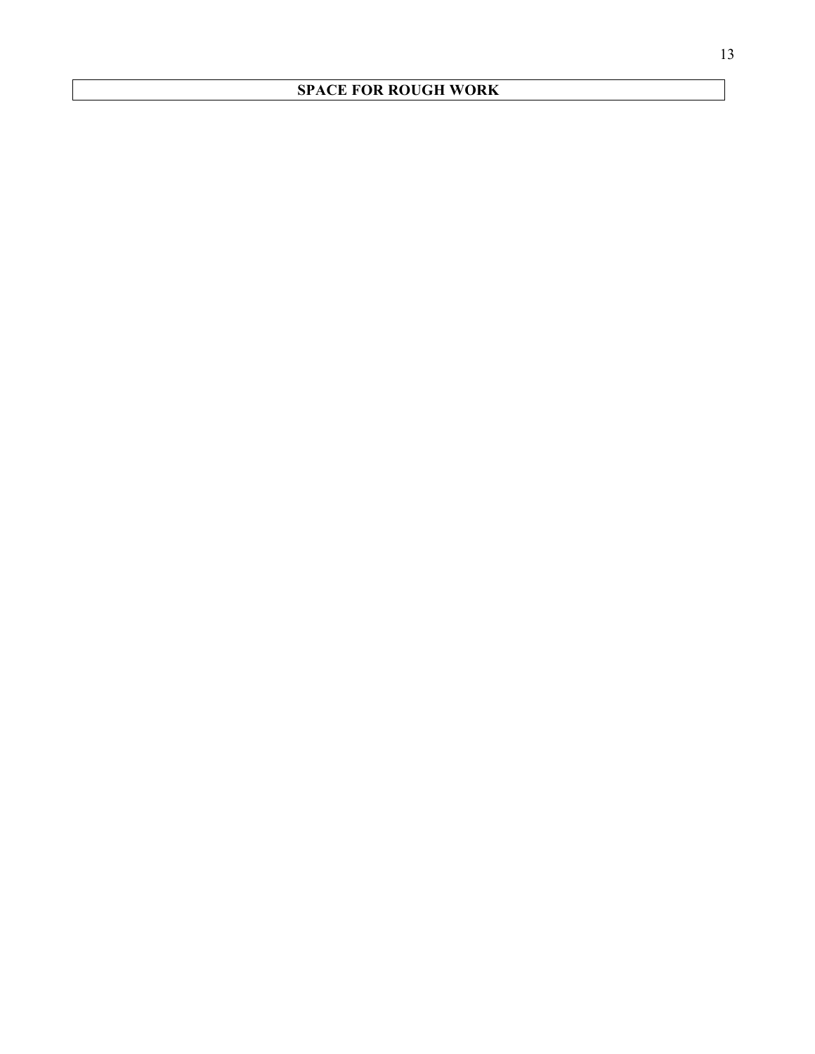**SPACE FOR ROUGH WORK**